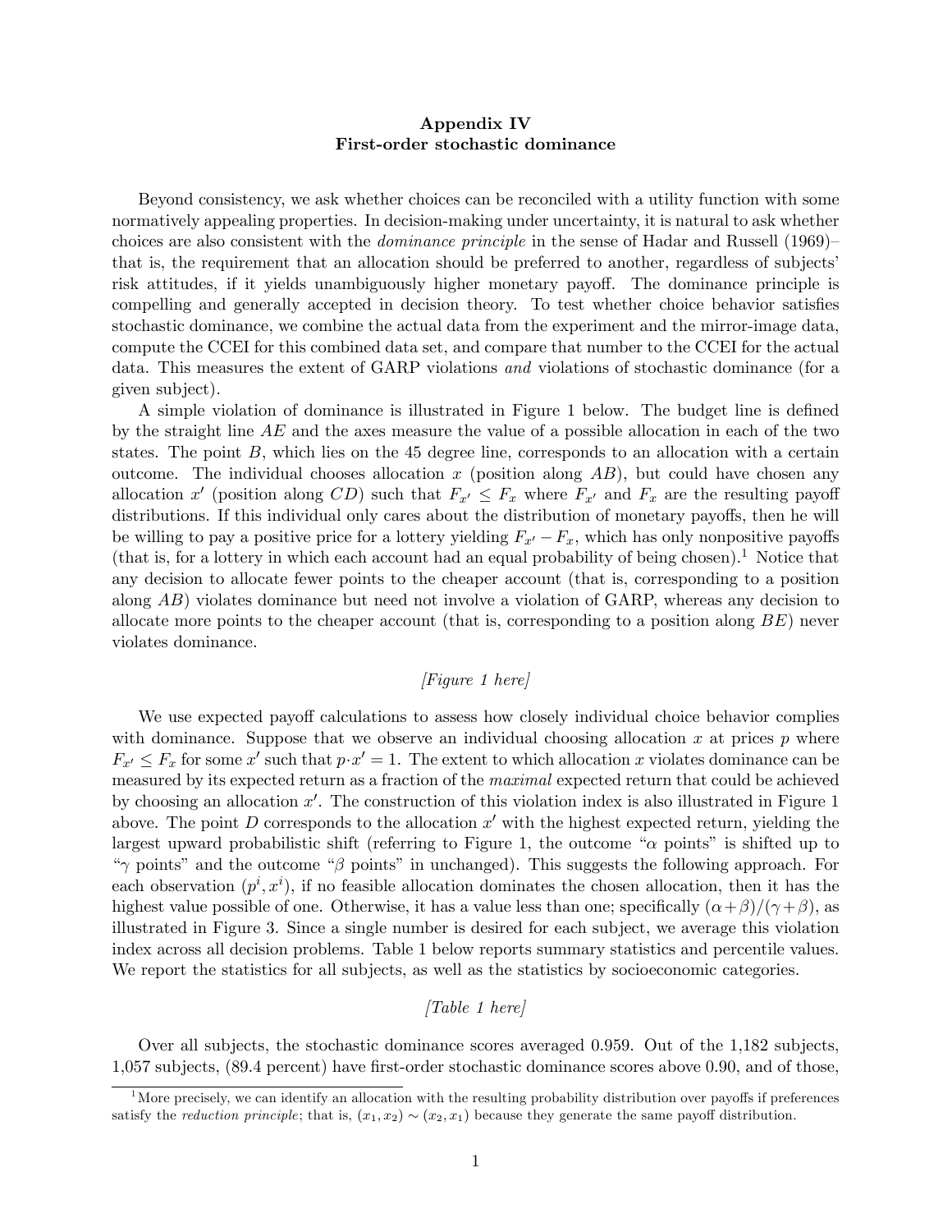# Appendix IV
## First-order stochastic dominance

Beyond consistency, we ask whether choices can be reconciled with a utility function with some normatively appealing properties. In decision-making under uncertainty, it is natural to ask whether choices are also consistent with the *dominance principle* in the sense of Hadar and Russell (1969)– that is, the requirement that an allocation should be preferred to another, regardless of subjects' risk attitudes, if it yields unambiguously higher monetary payoff. The dominance principle is compelling and generally accepted in decision theory. To test whether choice behavior satisfies stochastic dominance, we combine the actual data from the experiment and the mirror-image data, compute the CCEI for this combined data set, and compare that number to the CCEI for the actual data. This measures the extent of GARP violations *and* violations of stochastic dominance (for a given subject).

A simple violation of dominance is illustrated in Figure 1 below. The budget line is defined by the straight line $AE$ and the axes measure the value of a possible allocation in each of the two states. The point $B$, which lies on the 45 degree line, corresponds to an allocation with a certain outcome. The individual chooses allocation $x$ (position along $AB$), but could have chosen any allocation $x'$ (position along $CD$) such that $F_{x'} \leq F_x$ where $F_{x'}$ and $F_x$ are the resulting payoff distributions. If this individual only cares about the distribution of monetary payoffs, then he will be willing to pay a positive price for a lottery yielding $F_{x'} - F_x$, which has only nonpositive payoffs (that is, for a lottery in which each account had an equal probability of being chosen).[1] Notice that any decision to allocate fewer points to the cheaper account (that is, corresponding to a position along $AB$) violates dominance but need not involve a violation of GARP, whereas any decision to allocate more points to the cheaper account (that is, corresponding to a position along $BE$) never violates dominance.

*[Figure 1 here]*

We use expected payoff calculations to assess how closely individual choice behavior complies with dominance. Suppose that we observe an individual choosing allocation $x$ at prices $p$ where $F_{x'} \leq F_x$ for some $x'$ such that $p \cdot x' = 1$. The extent to which allocation $x$ violates dominance can be measured by its expected return as a fraction of the *maximal* expected return that could be achieved by choosing an allocation $x'$. The construction of this violation index is also illustrated in Figure 1 above. The point $D$ corresponds to the allocation $x'$ with the highest expected return, yielding the largest upward probabilistic shift (referring to Figure 1, the outcome "$\alpha$ points" is shifted up to "$\gamma$ points" and the outcome "$\beta$ points" in unchanged). This suggests the following approach. For each observation $(p^i, x^i)$, if no feasible allocation dominates the chosen allocation, then it has the highest value possible of one. Otherwise, it has a value less than one; specifically $(\alpha+\beta)/(\gamma+\beta)$, as illustrated in Figure 3. Since a single number is desired for each subject, we average this violation index across all decision problems. Table 1 below reports summary statistics and percentile values. We report the statistics for all subjects, as well as the statistics by socioeconomic categories.

*[Table 1 here]*

Over all subjects, the stochastic dominance scores averaged 0.959. Out of the 1,182 subjects, 1,057 subjects, (89.4 percent) have first-order stochastic dominance scores above 0.90, and of those,

[1] More precisely, we can identify an allocation with the resulting probability distribution over payoffs if preferences satisfy the *reduction principle*; that is, $(x_1, x_2) \sim (x_2, x_1)$ because they generate the same payoff distribution.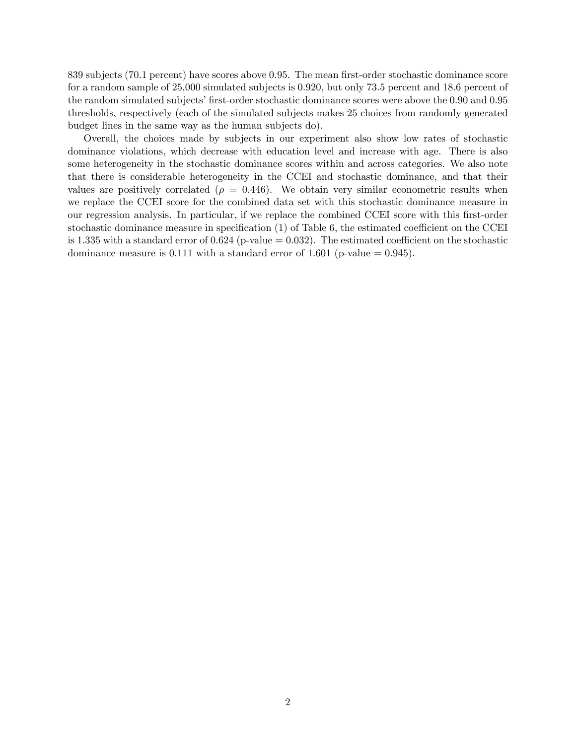839 subjects (70.1 percent) have scores above 0.95. The mean first-order stochastic dominance score for a random sample of 25,000 simulated subjects is 0.920, but only 73.5 percent and 18.6 percent of the random simulated subjects' first-order stochastic dominance scores were above the 0.90 and 0.95 thresholds, respectively (each of the simulated subjects makes 25 choices from randomly generated budget lines in the same way as the human subjects do).

Overall, the choices made by subjects in our experiment also show low rates of stochastic dominance violations, which decrease with education level and increase with age. There is also some heterogeneity in the stochastic dominance scores within and across categories. We also note that there is considerable heterogeneity in the CCEI and stochastic dominance, and that their values are positively correlated ($\rho = 0.446$). We obtain very similar econometric results when we replace the CCEI score for the combined data set with this stochastic dominance measure in our regression analysis. In particular, if we replace the combined CCEI score with this first-order stochastic dominance measure in specification (1) of Table 6, the estimated coefficient on the CCEI is 1.335 with a standard error of 0.624 (p-value = 0.032). The estimated coefficient on the stochastic dominance measure is 0.111 with a standard error of 1.601 (p-value = 0.945).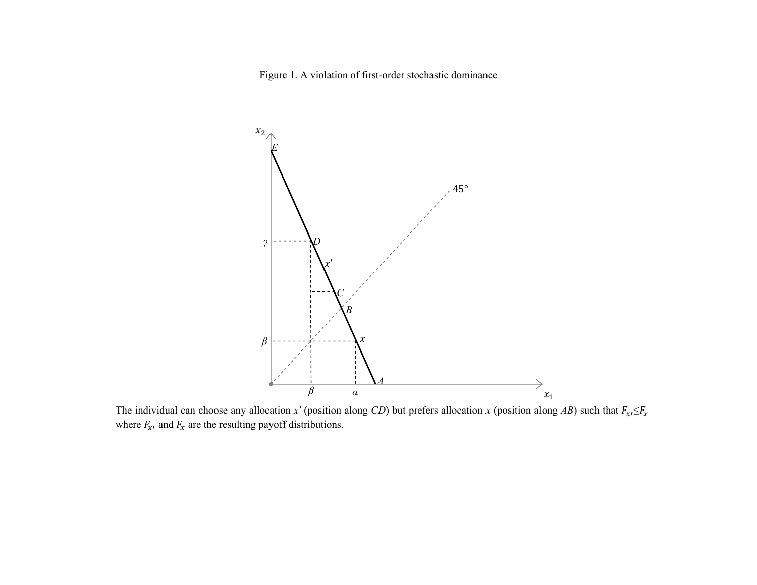Figure 1. A violation of first-order stochastic dominance

The individual can choose any allocation $x'$ (position along $CD$) but prefers allocation $x$ (position along $AB$) such that $F_{x'} \leq F_x$ where $F_{x'}$ and $F_x$ are the resulting payoff distributions.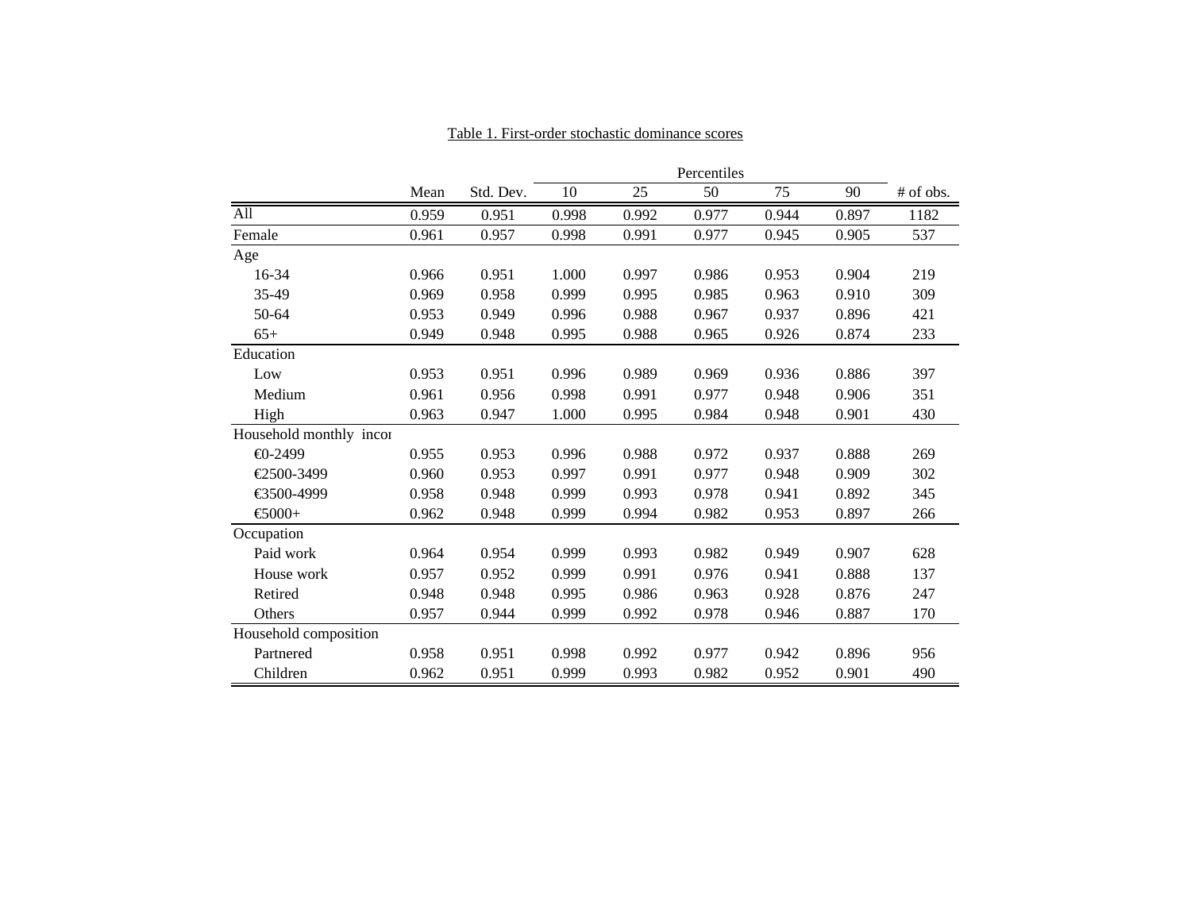Table 1. First-order stochastic dominance scores

| | Mean | Std. Dev. | Percentiles | | | | | # of obs. |
|---|---|---|---|---|---|---|---|---|
| | | | 10 | 25 | 50 | 75 | 90 | |
| All | 0.959 | 0.951 | 0.998 | 0.992 | 0.977 | 0.944 | 0.897 | 1182 |
| Female | 0.961 | 0.957 | 0.998 | 0.991 | 0.977 | 0.945 | 0.905 | 537 |
| Age | | | | | | | | |
| 16-34 | 0.966 | 0.951 | 1.000 | 0.997 | 0.986 | 0.953 | 0.904 | 219 |
| 35-49 | 0.969 | 0.958 | 0.999 | 0.995 | 0.985 | 0.963 | 0.910 | 309 |
| 50-64 | 0.953 | 0.949 | 0.996 | 0.988 | 0.967 | 0.937 | 0.896 | 421 |
| 65+ | 0.949 | 0.948 | 0.995 | 0.988 | 0.965 | 0.926 | 0.874 | 233 |
| Education | | | | | | | | |
| Low | 0.953 | 0.951 | 0.996 | 0.989 | 0.969 | 0.936 | 0.886 | 397 |
| Medium | 0.961 | 0.956 | 0.998 | 0.991 | 0.977 | 0.948 | 0.906 | 351 |
| High | 0.963 | 0.947 | 1.000 | 0.995 | 0.984 | 0.948 | 0.901 | 430 |
| Household monthly incor | | | | | | | | |
| €0-2499 | 0.955 | 0.953 | 0.996 | 0.988 | 0.972 | 0.937 | 0.888 | 269 |
| €2500-3499 | 0.960 | 0.953 | 0.997 | 0.991 | 0.977 | 0.948 | 0.909 | 302 |
| €3500-4999 | 0.958 | 0.948 | 0.999 | 0.993 | 0.978 | 0.941 | 0.892 | 345 |
| €5000+ | 0.962 | 0.948 | 0.999 | 0.994 | 0.982 | 0.953 | 0.897 | 266 |
| Occupation | | | | | | | | |
| Paid work | 0.964 | 0.954 | 0.999 | 0.993 | 0.982 | 0.949 | 0.907 | 628 |
| House work | 0.957 | 0.952 | 0.999 | 0.991 | 0.976 | 0.941 | 0.888 | 137 |
| Retired | 0.948 | 0.948 | 0.995 | 0.986 | 0.963 | 0.928 | 0.876 | 247 |
| Others | 0.957 | 0.944 | 0.999 | 0.992 | 0.978 | 0.946 | 0.887 | 170 |
| Household composition | | | | | | | | |
| Partnered | 0.958 | 0.951 | 0.998 | 0.992 | 0.977 | 0.942 | 0.896 | 956 |
| Children | 0.962 | 0.951 | 0.999 | 0.993 | 0.982 | 0.952 | 0.901 | 490 |